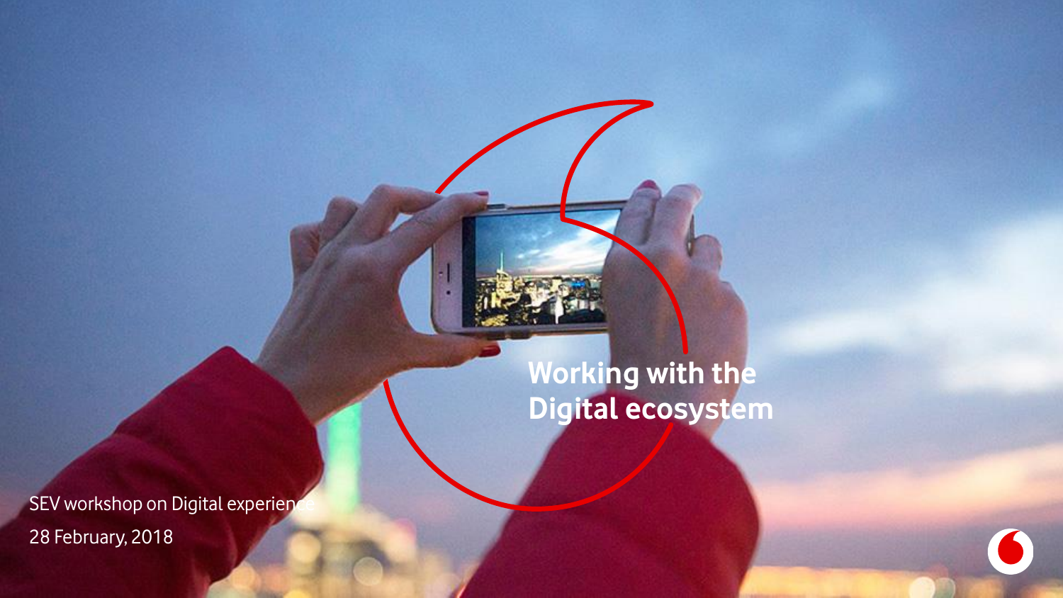# Working with the Digital ecosystem

SEV workshop on Digital experience

28 February, 2018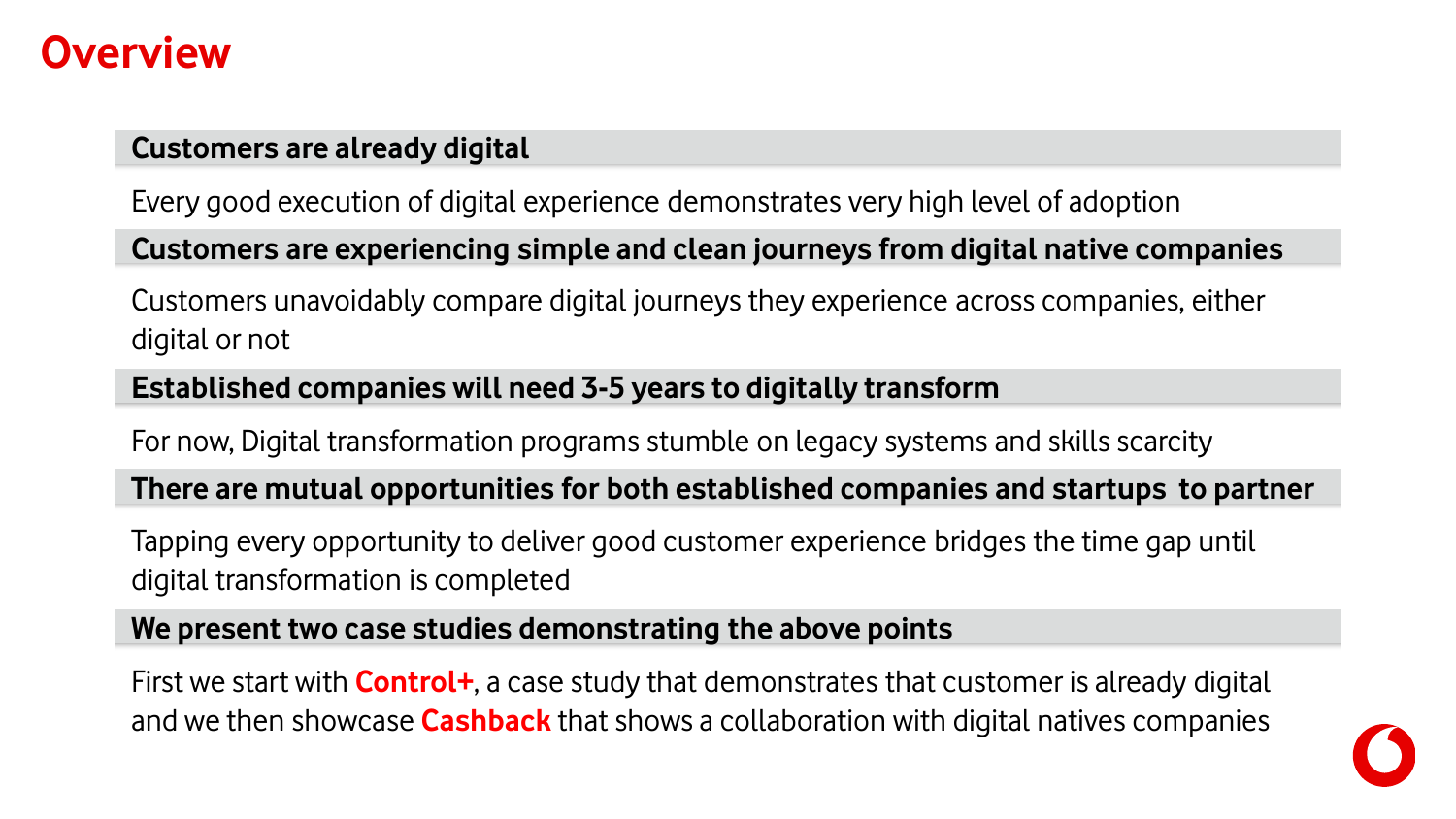# Overview

**Customers are already digital**

Every good execution of digital experience demonstrates very high level of adoption

**Customers are experiencing simple and clean journeys from digital native companies**

Customers unavoidably compare digital journeys they experience across companies, either digital or not

**Established companies will need 3-5 years to digitally transform**

For now, Digital transformation programs stumble on legacy systems and skills scarcity

**There are mutual opportunities for both established companies and startups to partner**

Tapping every opportunity to deliver good customer experience bridges the time gap until digital transformation is completed

**We present two case studies demonstrating the above points**

First we start with **Control+**, a case study that demonstrates that customer is already digital and we then showcase **Cashback** that shows a collaboration with digital natives companies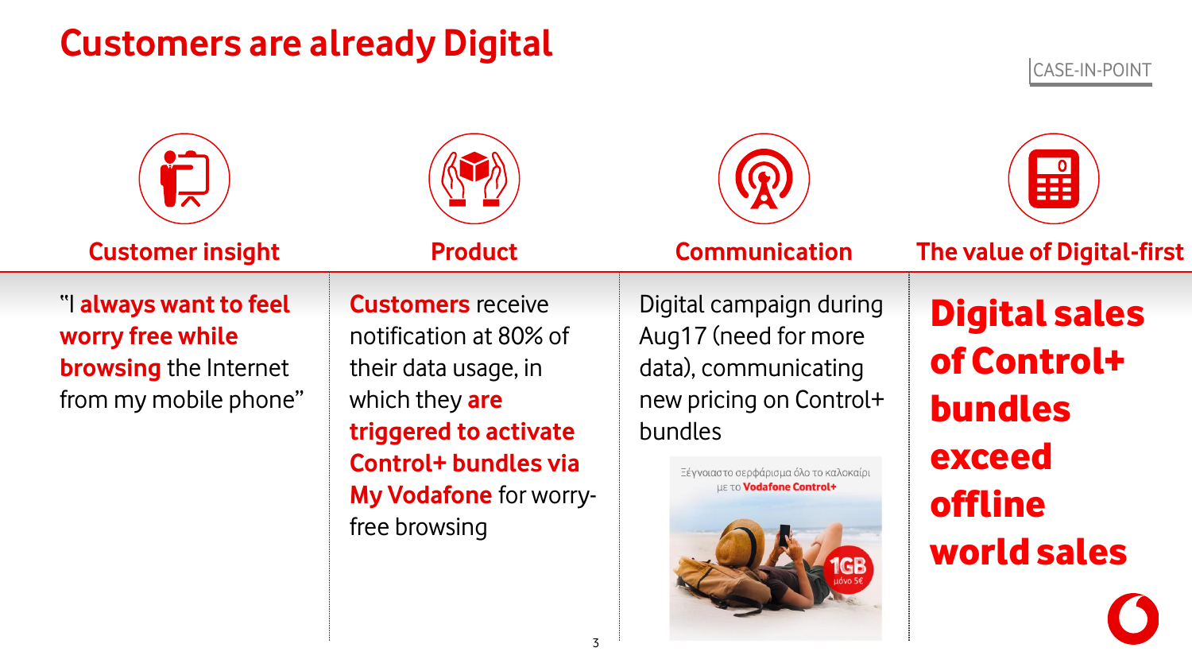# Customers are already Digital

CASE-IN-POINT

## Customer insight

"I **always want to feel worry free while browsing** the Internet from my mobile phone"

## Product

**Customers** receive notification at 80% of their data usage, in which they **are triggered to activate Control+ bundles via My Vodafone** for worry-free browsing

## Communication

Digital campaign during Aug17 (need for more data), communicating new pricing on Control+ bundles

Ξέγνοιαστο σερφάρισμα όλο το καλοκαίρι με το **Vodafone Control+**

1GB μόνο 5€

## The value of Digital-first

**Digital sales of Control+ bundles exceed offline world sales**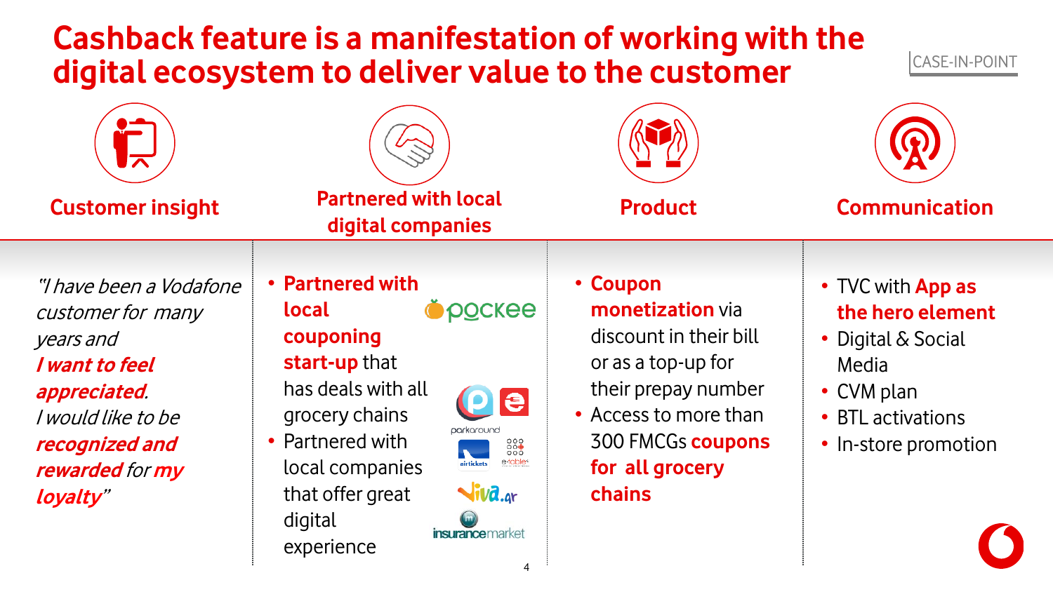# Cashback feature is a manifestation of working with the digital ecosystem to deliver value to the customer

CASE-IN-POINT

## Customer insight

*"I have been a Vodafone customer for many years and **I want to feel appreciated**. I would like to be **recognized and rewarded** for **my loyalty**"*

## Partnered with local digital companies

- **Partnered with local couponing start-up** that has deals with all grocery chains
- Partnered with local companies that offer great digital experience

pockee

parkaround

airtickets

e-tables

viva.gr

insurancemarket

## Product

- **Coupon monetization** via discount in their bill or as a top-up for their prepay number
- Access to more than 300 FMCGs **coupons for all grocery chains**

## Communication

- TVC with **App as the hero element**
- Digital & Social Media
- CVM plan
- BTL activations
- In-store promotion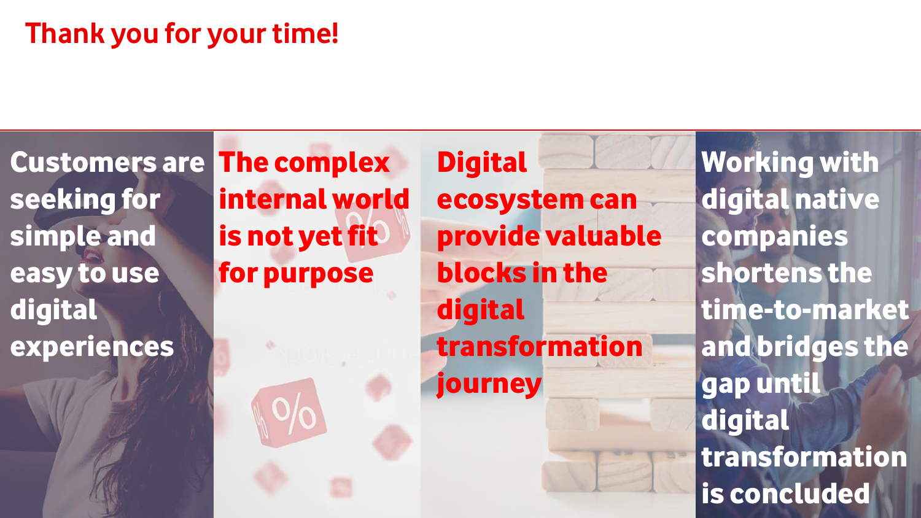# Thank you for your time!

Customers are seeking for simple and easy to use digital experiences

The complex internal world is not yet fit for purpose

Digital ecosystem can provide valuable blocks in the digital transformation journey

Working with digital native companies shortens the time-to-market and bridges the gap until digital transformation is concluded